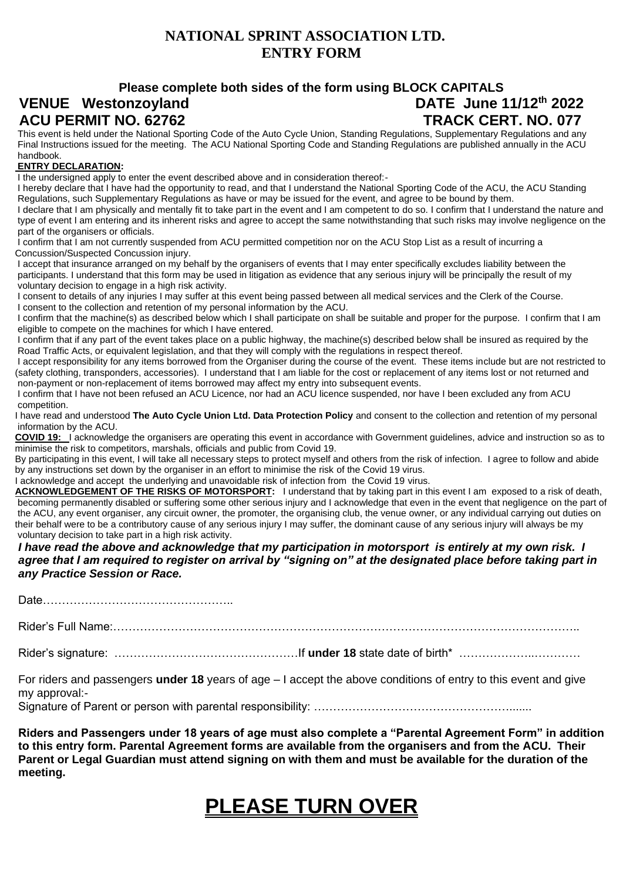# NATIONAL SPRINT ASSOCIATION LTD.
# ENTRY FORM

### Please complete both sides of the form using BLOCK CAPITALS

**VENUE Westonzoyland** **DATE June 11/12th 2022**

**ACU PERMIT NO. 62762** **TRACK CERT. NO. 077**

This event is held under the National Sporting Code of the Auto Cycle Union, Standing Regulations, Supplementary Regulations and any Final Instructions issued for the meeting. The ACU National Sporting Code and Standing Regulations are published annually in the ACU handbook.

**ENTRY DECLARATION:**

I the undersigned apply to enter the event described above and in consideration thereof:-

I hereby declare that I have had the opportunity to read, and that I understand the National Sporting Code of the ACU, the ACU Standing Regulations, such Supplementary Regulations as have or may be issued for the event, and agree to be bound by them.

I declare that I am physically and mentally fit to take part in the event and I am competent to do so. I confirm that I understand the nature and type of event I am entering and its inherent risks and agree to accept the same notwithstanding that such risks may involve negligence on the part of the organisers or officials.

I confirm that I am not currently suspended from ACU permitted competition nor on the ACU Stop List as a result of incurring a Concussion/Suspected Concussion injury.

I accept that insurance arranged on my behalf by the organisers of events that I may enter specifically excludes liability between the participants. I understand that this form may be used in litigation as evidence that any serious injury will be principally the result of my voluntary decision to engage in a high risk activity.

I consent to details of any injuries I may suffer at this event being passed between all medical services and the Clerk of the Course.

I consent to the collection and retention of my personal information by the ACU.

I confirm that the machine(s) as described below which I shall participate on shall be suitable and proper for the purpose. I confirm that I am eligible to compete on the machines for which I have entered.

I confirm that if any part of the event takes place on a public highway, the machine(s) described below shall be insured as required by the Road Traffic Acts, or equivalent legislation, and that they will comply with the regulations in respect thereof.

I accept responsibility for any items borrowed from the Organiser during the course of the event. These items include but are not restricted to (safety clothing, transponders, accessories). I understand that I am liable for the cost or replacement of any items lost or not returned and non-payment or non-replacement of items borrowed may affect my entry into subsequent events.

I confirm that I have not been refused an ACU Licence, nor had an ACU licence suspended, nor have I been excluded any from ACU competition.

I have read and understood **The Auto Cycle Union Ltd. Data Protection Policy** and consent to the collection and retention of my personal information by the ACU.

**COVID 19:** I acknowledge the organisers are operating this event in accordance with Government guidelines, advice and instruction so as to minimise the risk to competitors, marshals, officials and public from Covid 19.

By participating in this event, I will take all necessary steps to protect myself and others from the risk of infection. I agree to follow and abide by any instructions set down by the organiser in an effort to minimise the risk of the Covid 19 virus.

I acknowledge and accept the underlying and unavoidable risk of infection from the Covid 19 virus.

**ACKNOWLEDGEMENT OF THE RISKS OF MOTORSPORT:** I understand that by taking part in this event I am exposed to a risk of death, becoming permanently disabled or suffering some other serious injury and I acknowledge that even in the event that negligence on the part of the ACU, any event organiser, any circuit owner, the promoter, the organising club, the venue owner, or any individual carrying out duties on their behalf were to be a contributory cause of any serious injury I may suffer, the dominant cause of any serious injury will always be my voluntary decision to take part in a high risk activity.

***I have read the above and acknowledge that my participation in motorsport is entirely at my own risk. I agree that I am required to register on arrival by "signing on" at the designated place before taking part in any Practice Session or Race.***

Date…………………………………………..

Rider's Full Name:………………………………………………………………………………………………………..

Rider's signature: …………………………………………If **under 18** state date of birth* ………………..…………

For riders and passengers **under 18** years of age – I accept the above conditions of entry to this event and give my approval:-

Signature of Parent or person with parental responsibility: ……………………………………………......

**Riders and Passengers under 18 years of age must also complete a "Parental Agreement Form" in addition to this entry form. Parental Agreement forms are available from the organisers and from the ACU. Their Parent or Legal Guardian must attend signing on with them and must be available for the duration of the meeting.**

# PLEASE TURN OVER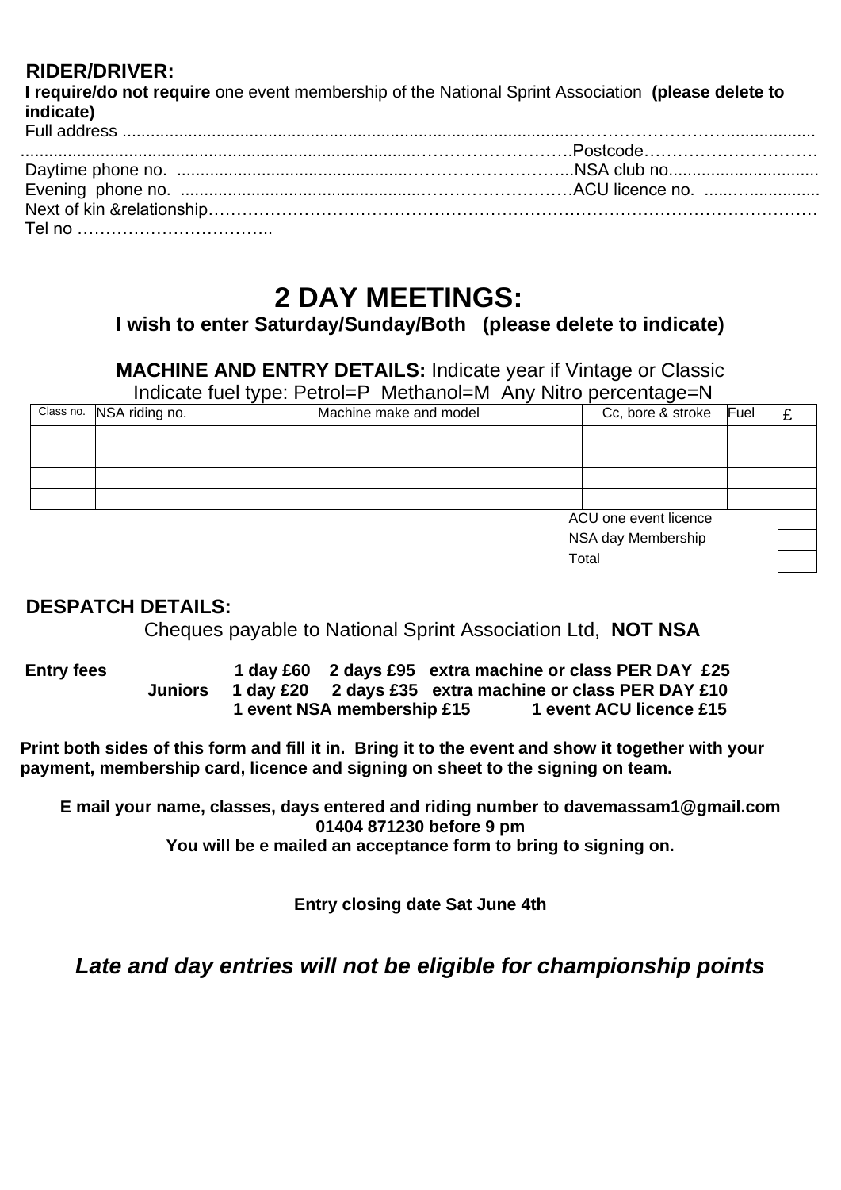**RIDER/DRIVER:**

**I require/do not require** one event membership of the National Sprint Association **(please delete to indicate)**

Full address ......................................................................................................................................................

.....................................................................................................................Postcode……………………………

Daytime phone no. ...............................................…………………………..NSA club no................................

Evening phone no. ...............................................………………………ACU licence no. .......…...............

Next of kin &relationship………………………………………………………………………………………………

Tel no ……………………………..

# 2 DAY MEETINGS:

**I wish to enter Saturday/Sunday/Both (please delete to indicate)**

**MACHINE AND ENTRY DETAILS:** Indicate year if Vintage or Classic

Indicate fuel type: Petrol=P Methanol=M Any Nitro percentage=N

| Class no. | NSA riding no. | Machine make and model | Cc, bore & stroke | Fuel | £ |
|---|---|---|---|---|---|
| | | | | | |
| | | | | | |
| | | | | | |
| | | | | | |
| | | | ACU one event licence | | |
| | | | NSA day Membership | | |
| | | | Total | | |

**DESPATCH DETAILS:**

Cheques payable to National Sprint Association Ltd, **NOT NSA**

**Entry fees** **1 day £60 2 days £95 extra machine or class PER DAY £25**

**Juniors 1 day £20 2 days £35 extra machine or class PER DAY £10**

**1 event NSA membership £15 1 event ACU licence £15**

**Print both sides of this form and fill it in. Bring it to the event and show it together with your payment, membership card, licence and signing on sheet to the signing on team.**

**E mail your name, classes, days entered and riding number to davemassam1@gmail.com 01404 871230 before 9 pm**

**You will be e mailed an acceptance form to bring to signing on.**

**Entry closing date Sat June 4th**

***Late and day entries will not be eligible for championship points***